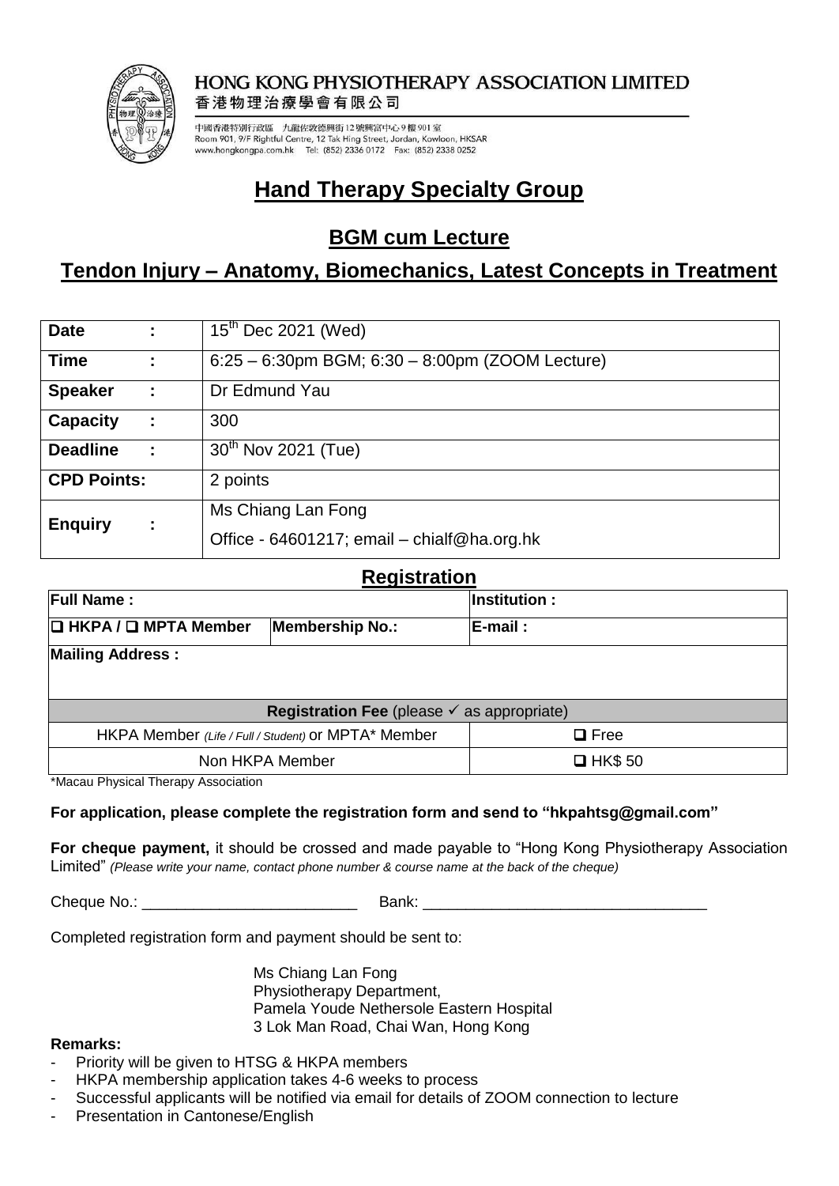HONG KONG PHYSIOTHERAPY ASSOCIATION LIMITED
香港物理治療學會有限公司

中國香港特別行政區 九龍佐敦德興街12號興富中心9樓901室
Room 901, 9/F Rightful Centre, 12 Tak Hing Street, Jordan, Kowloon, HKSAR
www.hongkongpa.com.hk Tel: (852) 2336 0172 Fax: (852) 2338 0252

# Hand Therapy Specialty Group

## BGM cum Lecture

## Tendon Injury – Anatomy, Biomechanics, Latest Concepts in Treatment

| | |
|---|---|
| **Date :** | 15th Dec 2021 (Wed) |
| **Time :** | 6:25 – 6:30pm BGM; 6:30 – 8:00pm (ZOOM Lecture) |
| **Speaker :** | Dr Edmund Yau |
| **Capacity :** | 300 |
| **Deadline :** | 30th Nov 2021 (Tue) |
| **CPD Points:** | 2 points |
| **Enquiry :** | Ms Chiang Lan Fong<br>Office - 64601217; email – chialf@ha.org.hk |

## Registration

| **Full Name :** | | **Institution :** |
|---|---|---|
| **❑ HKPA / ❑ MPTA Member** | **Membership No.:** | **E-mail :** |
| **Mailing Address :** | | |

| **Registration Fee** (please ✓ as appropriate) | |
|---|---|
| HKPA Member *(Life / Full / Student)* or MPTA* Member | ❑ Free |
| Non HKPA Member | ❑ HK$ 50 |

*Macau Physical Therapy Association

**For application, please complete the registration form and send to "hkpahtsg@gmail.com"**

**For cheque payment,** it should be crossed and made payable to "Hong Kong Physiotherapy Association Limited" *(Please write your name, contact phone number & course name at the back of the cheque)*

Cheque No.: _________________________ Bank: _________________________________

Completed registration form and payment should be sent to:

Ms Chiang Lan Fong
Physiotherapy Department,
Pamela Youde Nethersole Eastern Hospital
3 Lok Man Road, Chai Wan, Hong Kong

**Remarks:**

- Priority will be given to HTSG & HKPA members
- HKPA membership application takes 4-6 weeks to process
- Successful applicants will be notified via email for details of ZOOM connection to lecture
- Presentation in Cantonese/English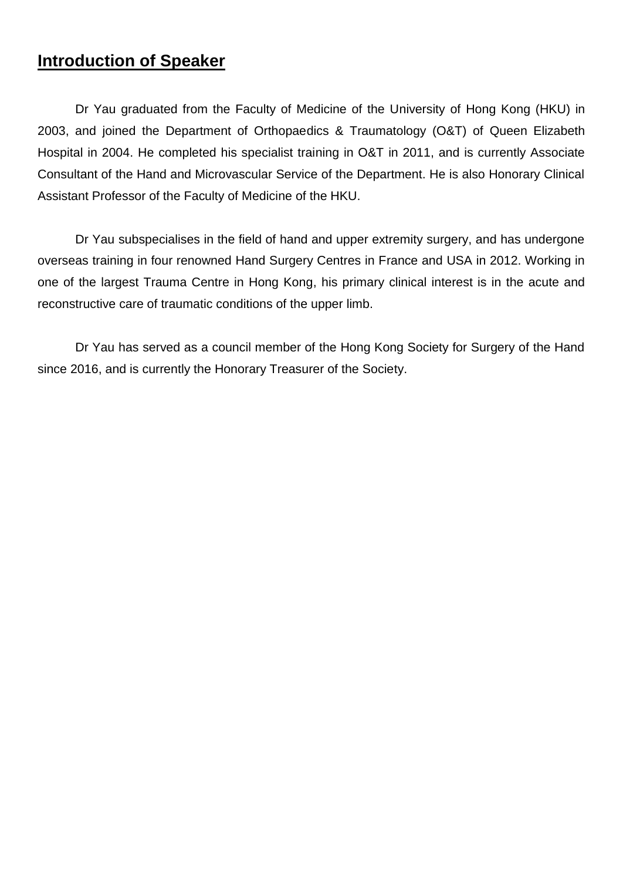## Introduction of Speaker

Dr Yau graduated from the Faculty of Medicine of the University of Hong Kong (HKU) in 2003, and joined the Department of Orthopaedics & Traumatology (O&T) of Queen Elizabeth Hospital in 2004. He completed his specialist training in O&T in 2011, and is currently Associate Consultant of the Hand and Microvascular Service of the Department. He is also Honorary Clinical Assistant Professor of the Faculty of Medicine of the HKU.

Dr Yau subspecialises in the field of hand and upper extremity surgery, and has undergone overseas training in four renowned Hand Surgery Centres in France and USA in 2012. Working in one of the largest Trauma Centre in Hong Kong, his primary clinical interest is in the acute and reconstructive care of traumatic conditions of the upper limb.

Dr Yau has served as a council member of the Hong Kong Society for Surgery of the Hand since 2016, and is currently the Honorary Treasurer of the Society.